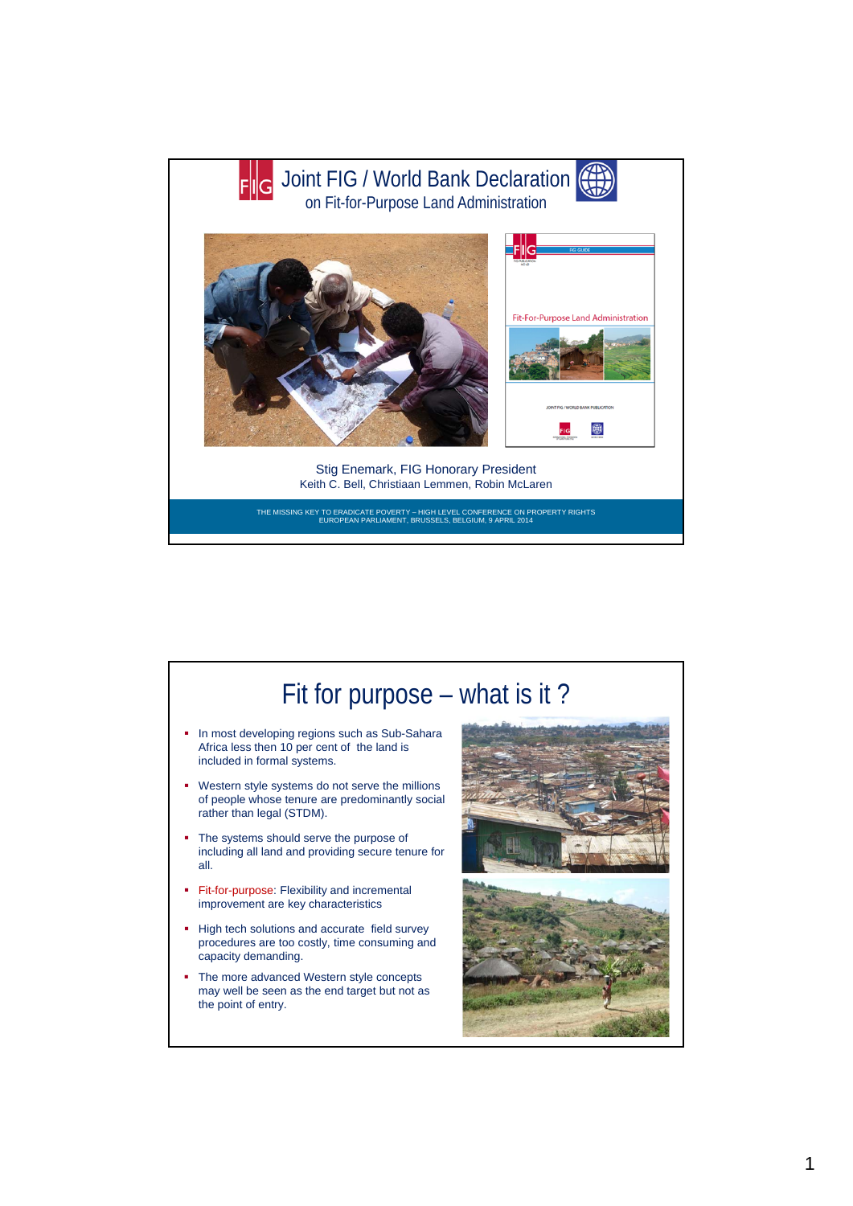# Joint FIG / World Bank Declaration

## on Fit-for-Purpose Land Administration

Stig Enemark, FIG Honorary President

Keith C. Bell, Christiaan Lemmen, Robin McLaren

THE MISSING KEY TO ERADICATE POVERTY – HIGH LEVEL CONFERENCE ON PROPERTY RIGHTS
EUROPEAN PARLIAMENT, BRUSSELS, BELGIUM, 9 APRIL 2014

# Fit for purpose – what is it ?

- In most developing regions such as Sub-Sahara Africa less then 10 per cent of the land is included in formal systems.
- Western style systems do not serve the millions of people whose tenure are predominantly social rather than legal (STDM).
- The systems should serve the purpose of including all land and providing secure tenure for all.
- Fit-for-purpose: Flexibility and incremental improvement are key characteristics
- High tech solutions and accurate field survey procedures are too costly, time consuming and capacity demanding.
- The more advanced Western style concepts may well be seen as the end target but not as the point of entry.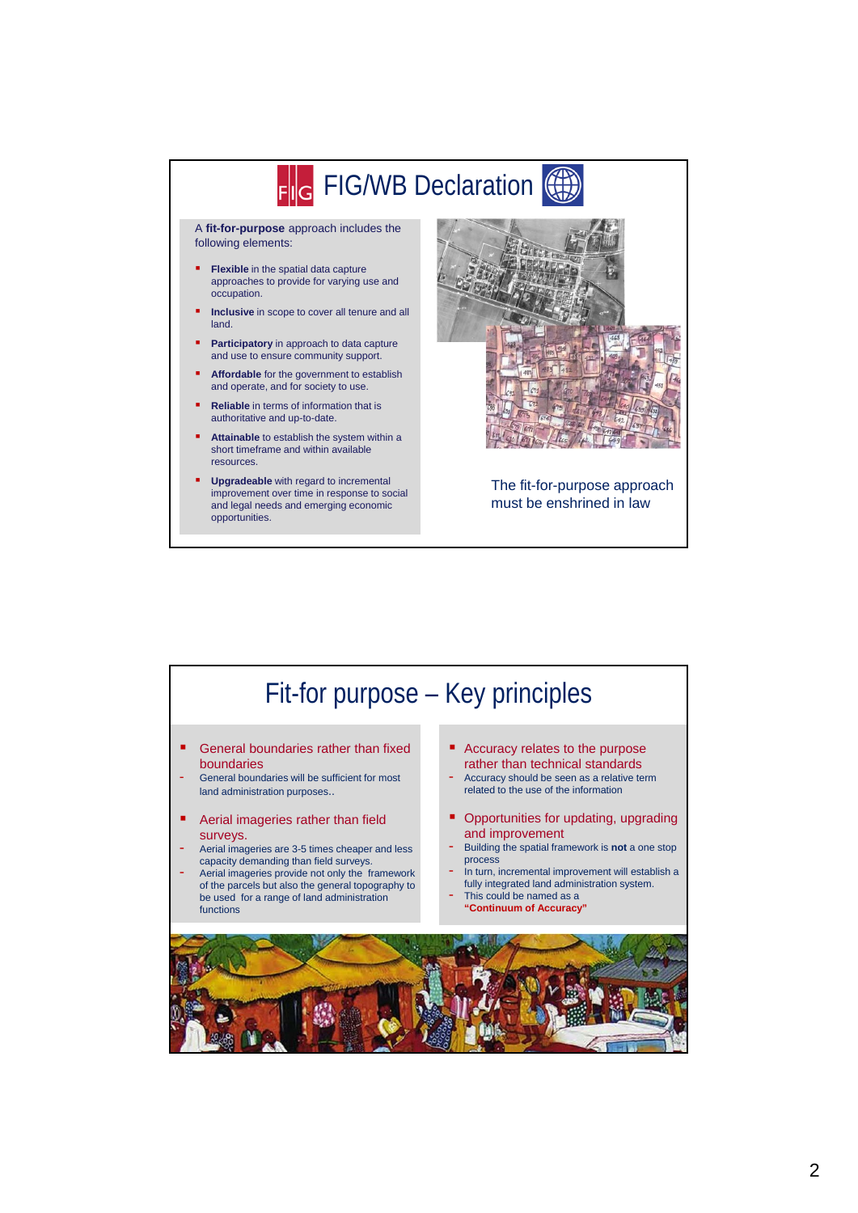## FIG/WB Declaration

A **fit-for-purpose** approach includes the following elements:

- **Flexible** in the spatial data capture approaches to provide for varying use and occupation.
- **Inclusive** in scope to cover all tenure and all land.
- **Participatory** in approach to data capture and use to ensure community support.
- **Affordable** for the government to establish and operate, and for society to use.
- **Reliable** in terms of information that is authoritative and up-to-date.
- **Attainable** to establish the system within a short timeframe and within available resources.
- **Upgradeable** with regard to incremental improvement over time in response to social and legal needs and emerging economic opportunities.

The fit-for-purpose approach must be enshrined in law

## Fit-for purpose – Key principles

- General boundaries rather than fixed boundaries
  - General boundaries will be sufficient for most land administration purposes..
- Aerial imageries rather than field surveys.
  - Aerial imageries are 3-5 times cheaper and less capacity demanding than field surveys.
  - Aerial imageries provide not only the framework of the parcels but also the general topography to be used for a range of land administration functions
- Accuracy relates to the purpose rather than technical standards
  - Accuracy should be seen as a relative term related to the use of the information
- Opportunities for updating, upgrading and improvement
  - Building the spatial framework is **not** a one stop process
  - In turn, incremental improvement will establish a fully integrated land administration system.
  - This could be named as a **"Continuum of Accuracy"**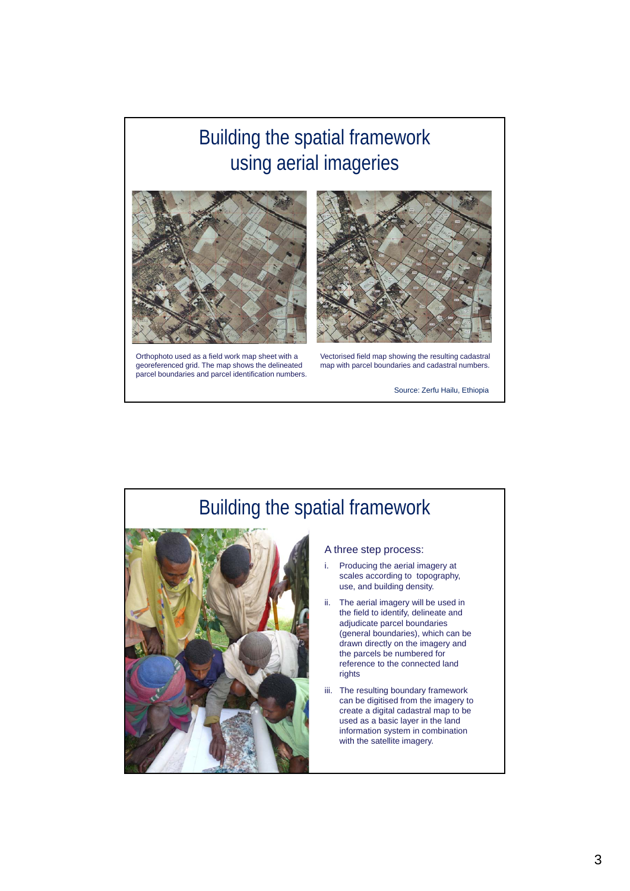# Building the spatial framework using aerial imageries

Orthophoto used as a field work map sheet with a georeferenced grid. The map shows the delineated parcel boundaries and parcel identification numbers.

Vectorised field map showing the resulting cadastral map with parcel boundaries and cadastral numbers.

Source: Zerfu Hailu, Ethiopia

# Building the spatial framework

A three step process:

i. Producing the aerial imagery at scales according to topography, use, and building density.

ii. The aerial imagery will be used in the field to identify, delineate and adjudicate parcel boundaries (general boundaries), which can be drawn directly on the imagery and the parcels be numbered for reference to the connected land rights

iii. The resulting boundary framework can be digitised from the imagery to create a digital cadastral map to be used as a basic layer in the land information system in combination with the satellite imagery.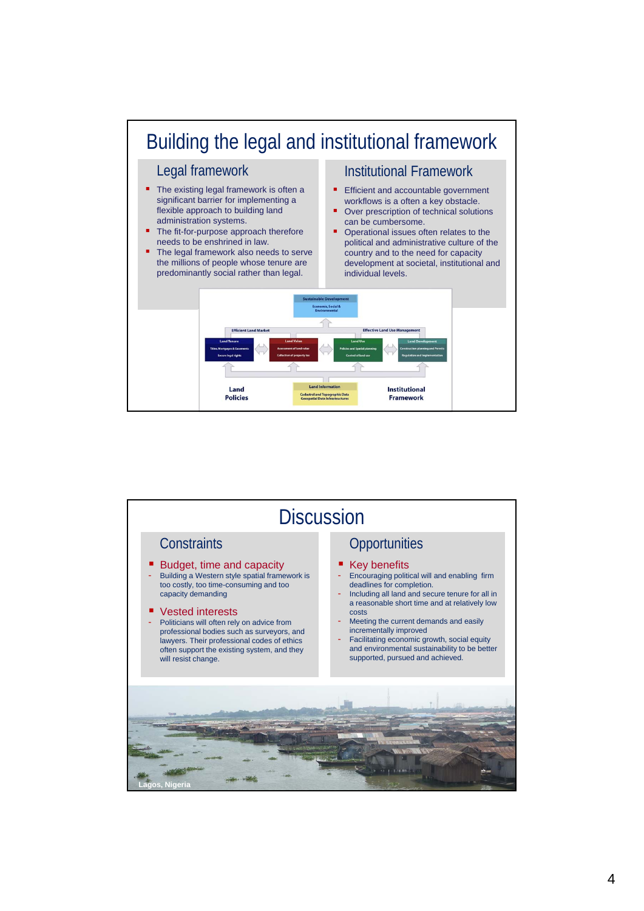# Building the legal and institutional framework

## Legal framework

- The existing legal framework is often a significant barrier for implementing a flexible approach to building land administration systems.
- The fit-for-purpose approach therefore needs to be enshrined in law.
- The legal framework also needs to serve the millions of people whose tenure are predominantly social rather than legal.

## Institutional Framework

- Efficient and accountable government workflows is a often a key obstacle.
- Over prescription of technical solutions can be cumbersome.
- Operational issues often relates to the political and administrative culture of the country and to the need for capacity development at societal, institutional and individual levels.

Sustainable Development
Economic, Social & Environmental

Efficient Land Market | Effective Land Use Management

Land Tenure | Land Value | Land Use | Land Development

Land Policies | Land Information | Institutional Framework

# Discussion

## Constraints

- **Budget, time and capacity**
  - Building a Western style spatial framework is too costly, too time-consuming and too capacity demanding
- **Vested interests**
  - Politicians will often rely on advice from professional bodies such as surveyors, and lawyers. Their professional codes of ethics often support the existing system, and they will resist change.

## Opportunities

- **Key benefits**
  - Encouraging political will and enabling firm deadlines for completion.
  - Including all land and secure tenure for all in a reasonable short time and at relatively low costs
  - Meeting the current demands and easily incrementally improved
  - Facilitating economic growth, social equity and environmental sustainability to be better supported, pursued and achieved.

Lagos, Nigeria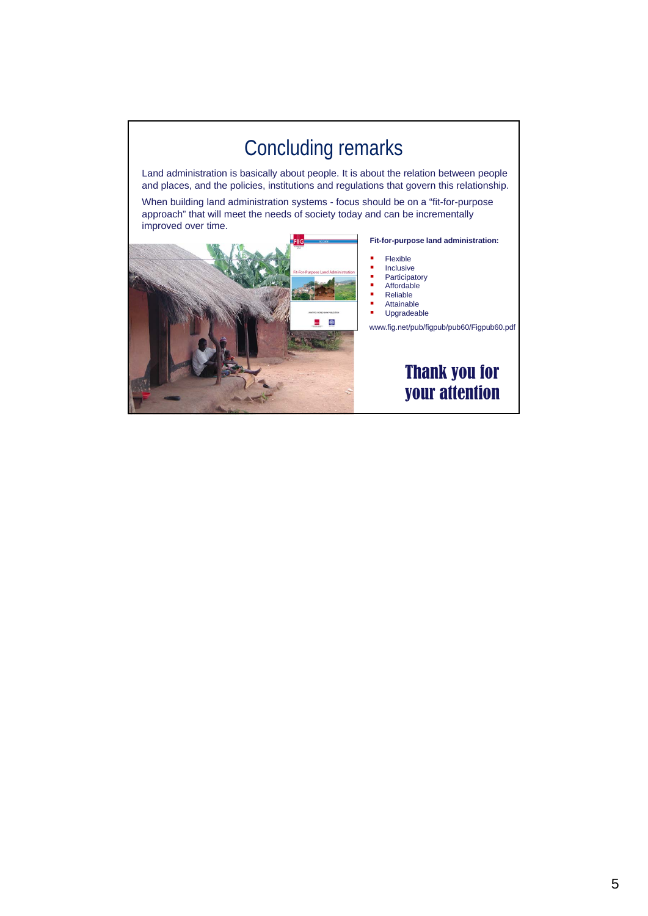# Concluding remarks

Land administration is basically about people. It is about the relation between people and places, and the policies, institutions and regulations that govern this relationship.

When building land administration systems - focus should be on a "fit-for-purpose approach" that will meet the needs of society today and can be incrementally improved over time.

**Fit-for-purpose land administration:**

- Flexible
- Inclusive
- Participatory
- Affordable
- Reliable
- Attainable
- Upgradeable

www.fig.net/pub/figpub/pub60/Figpub60.pdf

**Thank you for your attention**